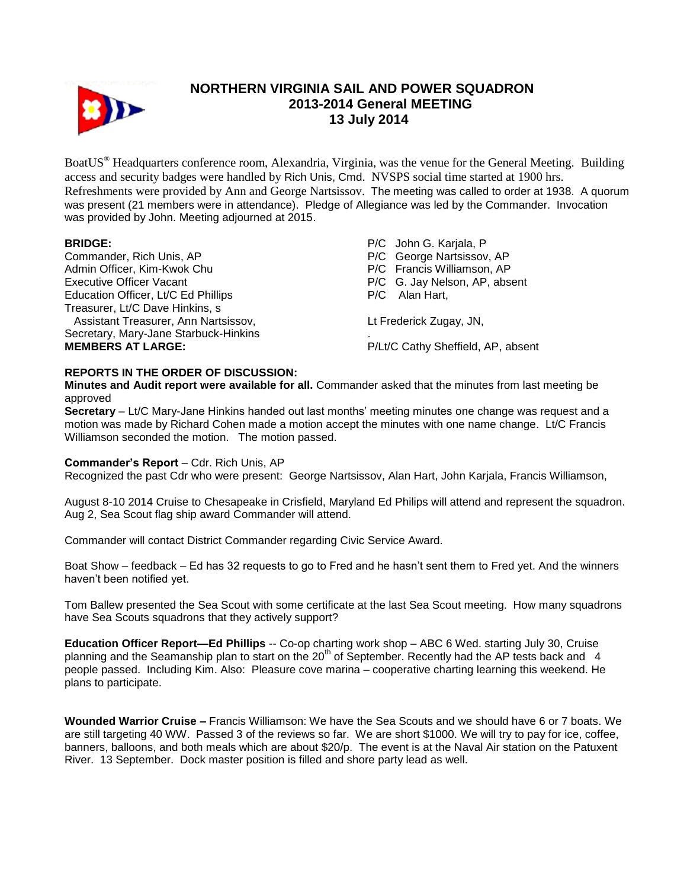# NORTHERN VIRGINIA SAIL AND POWER SQUADRON
## 2013-2014 General MEETING
## 13 July 2014

BoatUS® Headquarters conference room, Alexandria, Virginia, was the venue for the General Meeting. Building access and security badges were handled by Rich Unis, Cmd. NVSPS social time started at 1900 hrs. Refreshments were provided by Ann and George Nartsissov. The meeting was called to order at 1938. A quorum was present (21 members were in attendance). Pledge of Allegiance was led by the Commander. Invocation was provided by John. Meeting adjourned at 2015.

**BRIDGE:**
Commander, Rich Unis, AP
Admin Officer, Kim-Kwok Chu
Executive Officer Vacant
Education Officer, Lt/C Ed Phillips
Treasurer, Lt/C Dave Hinkins, s
Assistant Treasurer, Ann Nartsissov,
Secretary, Mary-Jane Starbuck-Hinkins
**MEMBERS AT LARGE:**

P/C John G. Karjala, P
P/C George Nartsissov, AP
P/C Francis Williamson, AP
P/C G. Jay Nelson, AP, absent
P/C Alan Hart,

Lt Frederick Zugay, JN,
.
P/Lt/C Cathy Sheffield, AP, absent

**REPORTS IN THE ORDER OF DISCUSSION:**
**Minutes and Audit report were available for all.** Commander asked that the minutes from last meeting be approved

**Secretary** – Lt/C Mary-Jane Hinkins handed out last months' meeting minutes one change was request and a motion was made by Richard Cohen made a motion accept the minutes with one name change. Lt/C Francis Williamson seconded the motion. The motion passed.

**Commander's Report** – Cdr. Rich Unis, AP
Recognized the past Cdr who were present: George Nartsissov, Alan Hart, John Karjala, Francis Williamson,

August 8-10 2014 Cruise to Chesapeake in Crisfield, Maryland Ed Philips will attend and represent the squadron. Aug 2, Sea Scout flag ship award Commander will attend.

Commander will contact District Commander regarding Civic Service Award.

Boat Show – feedback – Ed has 32 requests to go to Fred and he hasn't sent them to Fred yet. And the winners haven't been notified yet.

Tom Ballew presented the Sea Scout with some certificate at the last Sea Scout meeting. How many squadrons have Sea Scouts squadrons that they actively support?

**Education Officer Report—Ed Phillips** -- Co-op charting work shop – ABC 6 Wed. starting July 30, Cruise planning and the Seamanship plan to start on the 20th of September. Recently had the AP tests back and 4 people passed. Including Kim. Also: Pleasure cove marina – cooperative charting learning this weekend. He plans to participate.

**Wounded Warrior Cruise –** Francis Williamson: We have the Sea Scouts and we should have 6 or 7 boats. We are still targeting 40 WW. Passed 3 of the reviews so far. We are short $1000. We will try to pay for ice, coffee, banners, balloons, and both meals which are about $20/p. The event is at the Naval Air station on the Patuxent River. 13 September. Dock master position is filled and shore party lead as well.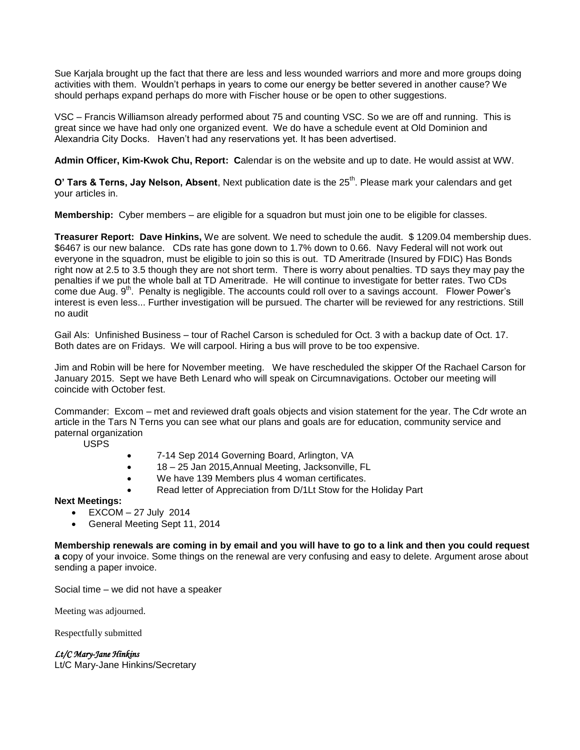Sue Karjala brought up the fact that there are less and less wounded warriors and more and more groups doing activities with them. Wouldn't perhaps in years to come our energy be better severed in another cause? We should perhaps expand perhaps do more with Fischer house or be open to other suggestions.

VSC – Francis Williamson already performed about 75 and counting VSC. So we are off and running. This is great since we have had only one organized event. We do have a schedule event at Old Dominion and Alexandria City Docks. Haven't had any reservations yet. It has been advertised.

**Admin Officer, Kim-Kwok Chu, Report: C**alendar is on the website and up to date. He would assist at WW.

**O' Tars & Terns, Jay Nelson, Absent**, Next publication date is the 25th. Please mark your calendars and get your articles in.

**Membership:** Cyber members – are eligible for a squadron but must join one to be eligible for classes.

**Treasurer Report: Dave Hinkins,** We are solvent. We need to schedule the audit. $ 1209.04 membership dues. $6467 is our new balance. CDs rate has gone down to 1.7% down to 0.66. Navy Federal will not work out everyone in the squadron, must be eligible to join so this is out. TD Ameritrade (Insured by FDIC) Has Bonds right now at 2.5 to 3.5 though they are not short term. There is worry about penalties. TD says they may pay the penalties if we put the whole ball at TD Ameritrade. He will continue to investigate for better rates. Two CDs come due Aug. 9th. Penalty is negligible. The accounts could roll over to a savings account. Flower Power's interest is even less... Further investigation will be pursued. The charter will be reviewed for any restrictions. Still no audit

Gail Als: Unfinished Business – tour of Rachel Carson is scheduled for Oct. 3 with a backup date of Oct. 17. Both dates are on Fridays. We will carpool. Hiring a bus will prove to be too expensive.

Jim and Robin will be here for November meeting. We have rescheduled the skipper Of the Rachael Carson for January 2015. Sept we have Beth Lenard who will speak on Circumnavigations. October our meeting will coincide with October fest.

Commander: Excom – met and reviewed draft goals objects and vision statement for the year. The Cdr wrote an article in the Tars N Terns you can see what our plans and goals are for education, community service and paternal organization

USPS

- 7-14 Sep 2014 Governing Board, Arlington, VA
- 18 – 25 Jan 2015,Annual Meeting, Jacksonville, FL
- We have 139 Members plus 4 woman certificates.
- Read letter of Appreciation from D/1Lt Stow for the Holiday Part

**Next Meetings:**

- EXCOM – 27 July 2014
- General Meeting Sept 11, 2014

**Membership renewals are coming in by email and you will have to go to a link and then you could request a c**opy of your invoice. Some things on the renewal are very confusing and easy to delete. Argument arose about sending a paper invoice.

Social time – we did not have a speaker

Meeting was adjourned.

Respectfully submitted

*Lt/C Mary-Jane Hinkins*

Lt/C Mary-Jane Hinkins/Secretary